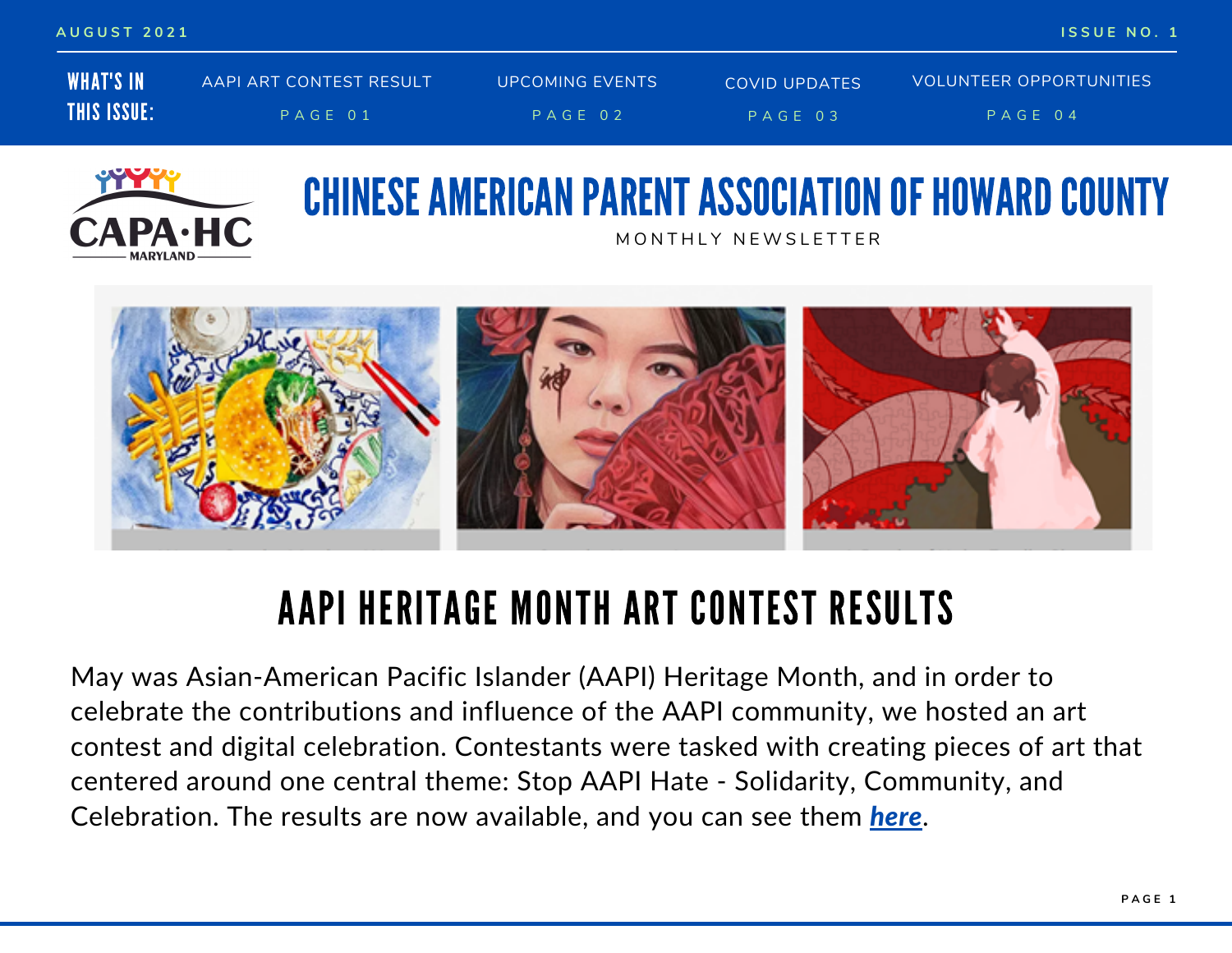AUGUST 2021 ISSUE NO. 1

**WHAT'S IN THIS ISSUE:**

| | |
|---|---|
| AAPI ART CONTEST RESULT | PAGE 01 |
| UPCOMING EVENTS | PAGE 02 |
| COVID UPDATES | PAGE 03 |
| VOLUNTEER OPPORTUNITIES | PAGE 04 |

CAPA·HC MARYLAND

# CHINESE AMERICAN PARENT ASSOCIATION OF HOWARD COUNTY

MONTHLY NEWSLETTER

## AAPI HERITAGE MONTH ART CONTEST RESULTS

May was Asian-American Pacific Islander (AAPI) Heritage Month, and in order to celebrate the contributions and influence of the AAPI community, we hosted an art contest and digital celebration. Contestants were tasked with creating pieces of art that centered around one central theme: Stop AAPI Hate - Solidarity, Community, and Celebration. The results are now available, and you can see them ***here***.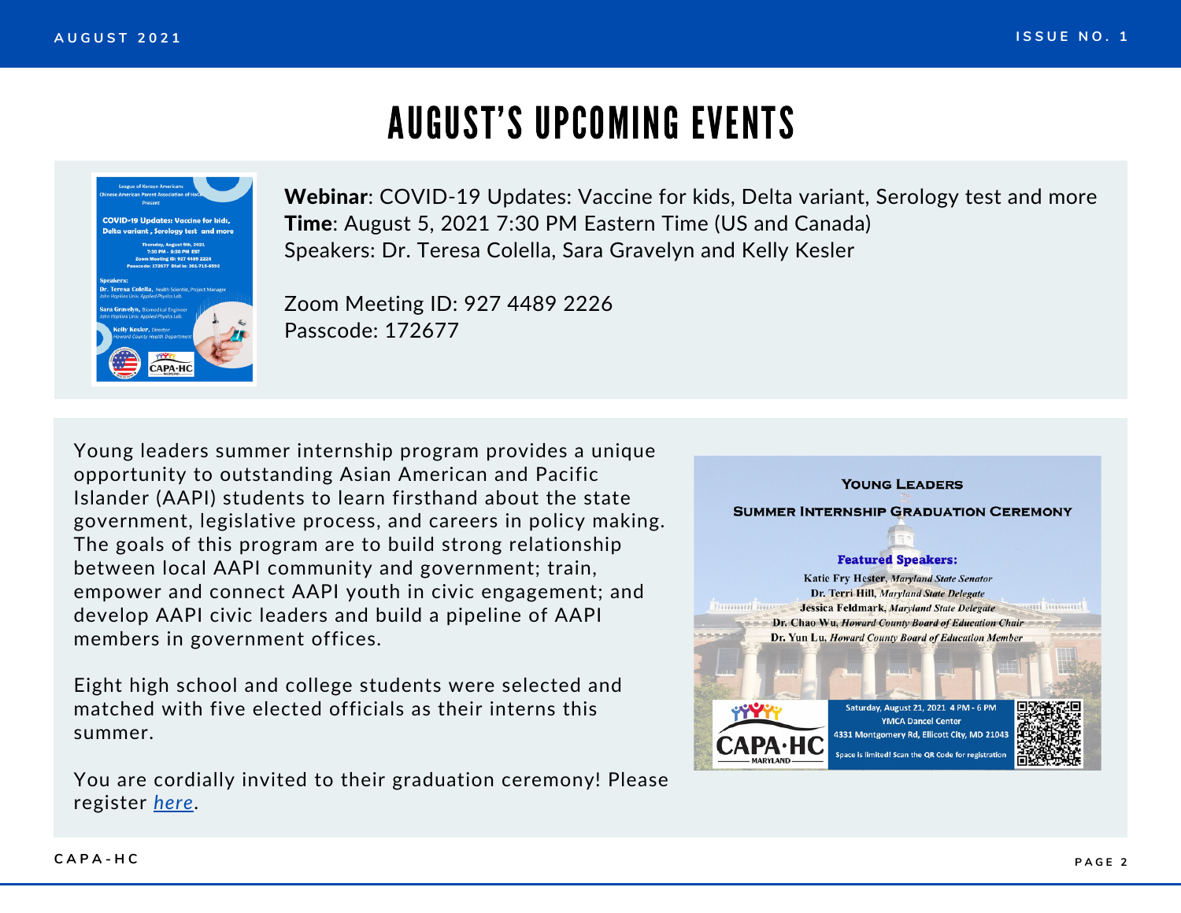# AUGUST'S UPCOMING EVENTS

**Webinar**: COVID-19 Updates: Vaccine for kids, Delta variant, Serology test and more
**Time**: August 5, 2021 7:30 PM Eastern Time (US and Canada)
Speakers: Dr. Teresa Colella, Sara Gravelyn and Kelly Kesler

Zoom Meeting ID: 927 4489 2226
Passcode: 172677

Young leaders summer internship program provides a unique opportunity to outstanding Asian American and Pacific Islander (AAPI) students to learn firsthand about the state government, legislative process, and careers in policy making. The goals of this program are to build strong relationship between local AAPI community and government; train, empower and connect AAPI youth in civic engagement; and develop AAPI civic leaders and build a pipeline of AAPI members in government offices.

Eight high school and college students were selected and matched with five elected officials as their interns this summer.

You are cordially invited to their graduation ceremony! Please register *here*.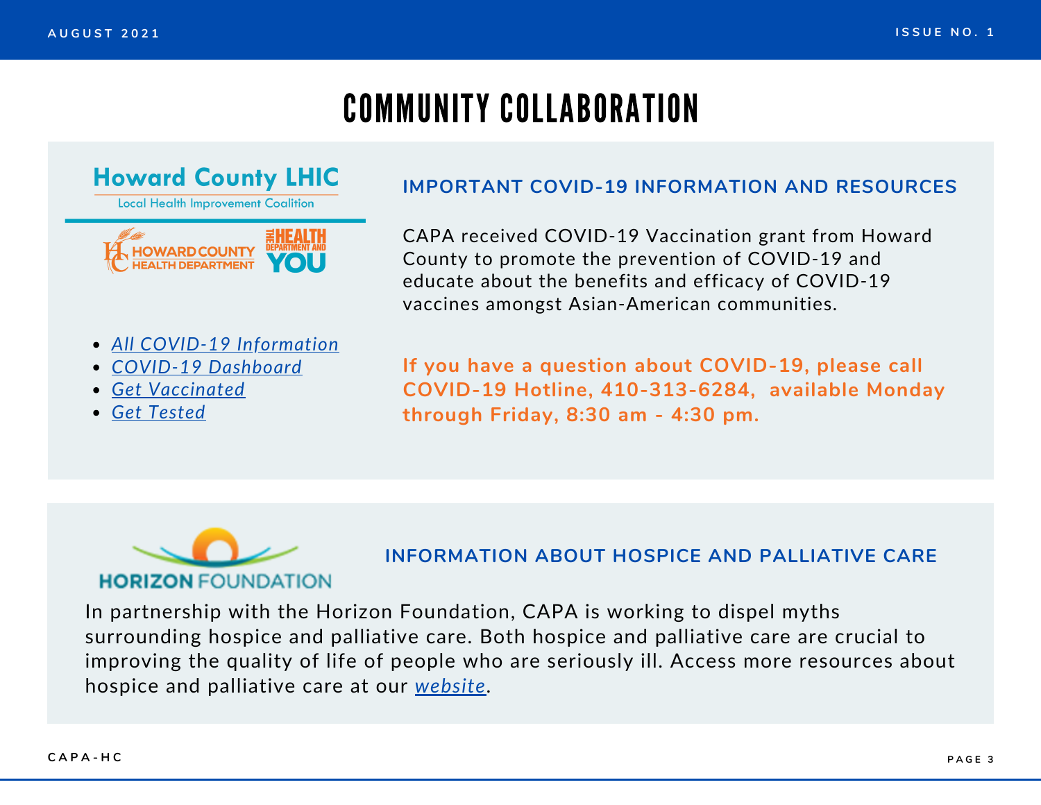# COMMUNITY COLLABORATION

Howard County LHIC

Local Health Improvement Coalition

HOWARD COUNTY HEALTH DEPARTMENT

THE HEALTH DEPARTMENT AND YOU

- *All COVID-19 Information*
- *COVID-19 Dashboard*
- *Get Vaccinated*
- *Get Tested*

## IMPORTANT COVID-19 INFORMATION AND RESOURCES

CAPA received COVID-19 Vaccination grant from Howard County to promote the prevention of COVID-19 and educate about the benefits and efficacy of COVID-19 vaccines amongst Asian-American communities.

**If you have a question about COVID-19, please call COVID-19 Hotline, 410-313-6284, available Monday through Friday, 8:30 am - 4:30 pm.**

HORIZON FOUNDATION

## INFORMATION ABOUT HOSPICE AND PALLIATIVE CARE

In partnership with the Horizon Foundation, CAPA is working to dispel myths surrounding hospice and palliative care. Both hospice and palliative care are crucial to improving the quality of life of people who are seriously ill. Access more resources about hospice and palliative care at our *website*.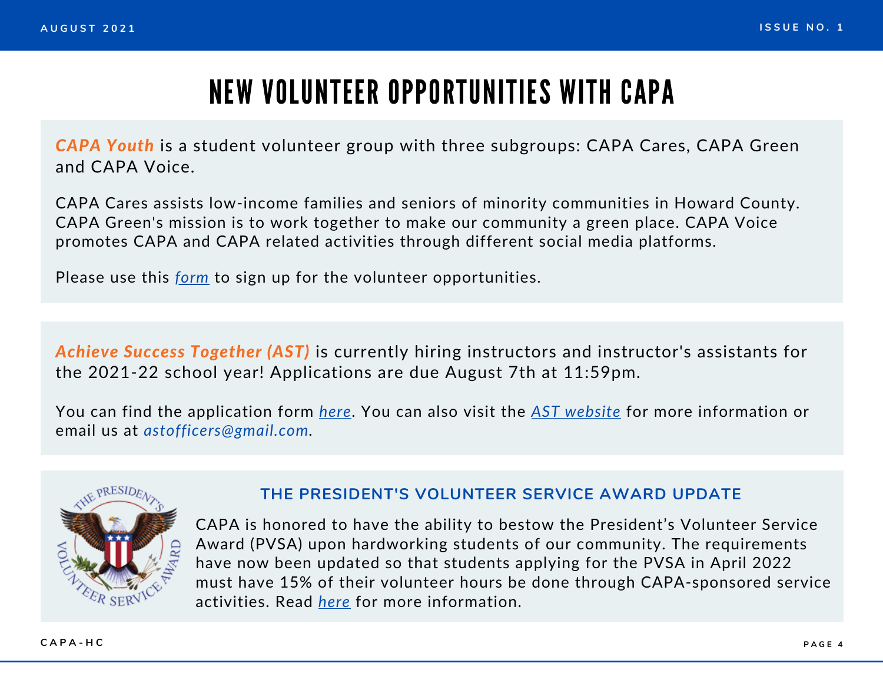# NEW VOLUNTEER OPPORTUNITIES WITH CAPA

***CAPA Youth*** is a student volunteer group with three subgroups: CAPA Cares, CAPA Green and CAPA Voice.

CAPA Cares assists low-income families and seniors of minority communities in Howard County. CAPA Green's mission is to work together to make our community a green place. CAPA Voice promotes CAPA and CAPA related activities through different social media platforms.

Please use this *form* to sign up for the volunteer opportunities.

***Achieve Success Together (AST)*** is currently hiring instructors and instructor's assistants for the 2021-22 school year! Applications are due August 7th at 11:59pm.

You can find the application form *here*. You can also visit the *AST website* for more information or email us at *astofficers@gmail.com*.

## THE PRESIDENT'S VOLUNTEER SERVICE AWARD UPDATE

CAPA is honored to have the ability to bestow the President's Volunteer Service Award (PVSA) upon hardworking students of our community. The requirements have now been updated so that students applying for the PVSA in April 2022 must have 15% of their volunteer hours be done through CAPA-sponsored service activities. Read *here* for more information.